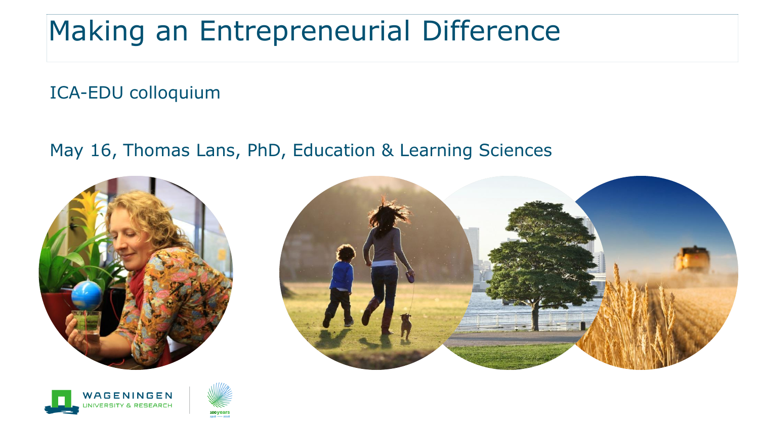# Making an Entrepreneurial Difference

ICA-EDU colloquium

May 16, Thomas Lans, PhD, Education & Learning Sciences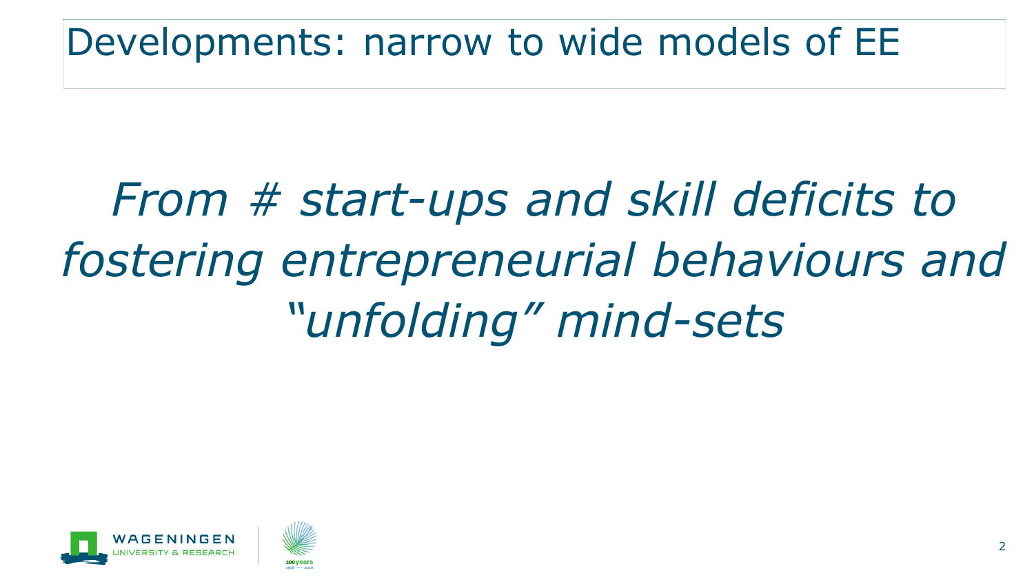# Developments: narrow to wide models of EE

*From # start-ups and skill deficits to fostering entrepreneurial behaviours and "unfolding" mind-sets*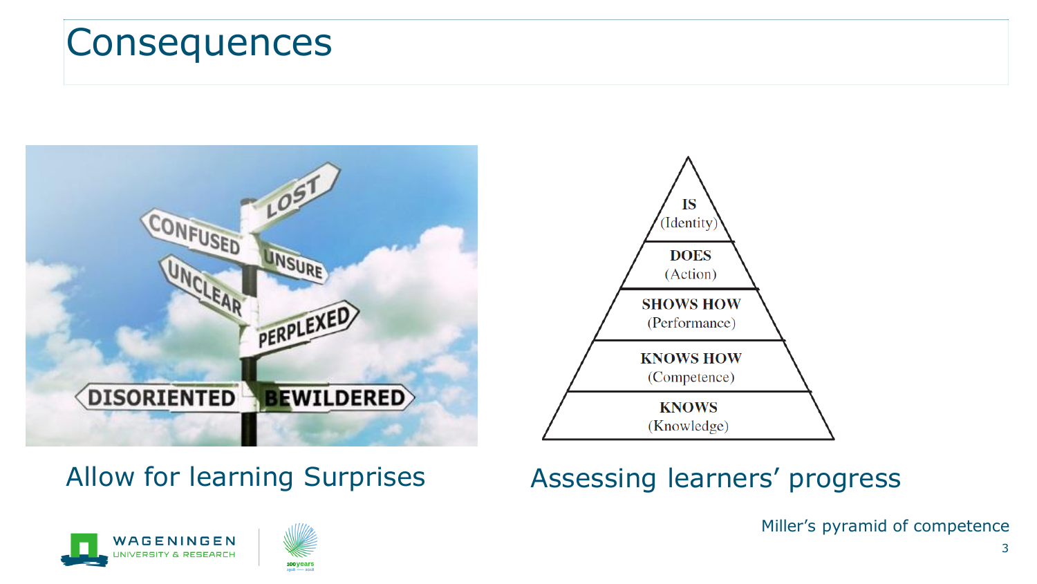# Consequences

Allow for learning Surprises

| IS (Identity) |
|---|
| DOES (Action) |
| SHOWS HOW (Performance) |
| KNOWS HOW (Competence) |
| KNOWS (Knowledge) |

Assessing learners' progress

Miller's pyramid of competence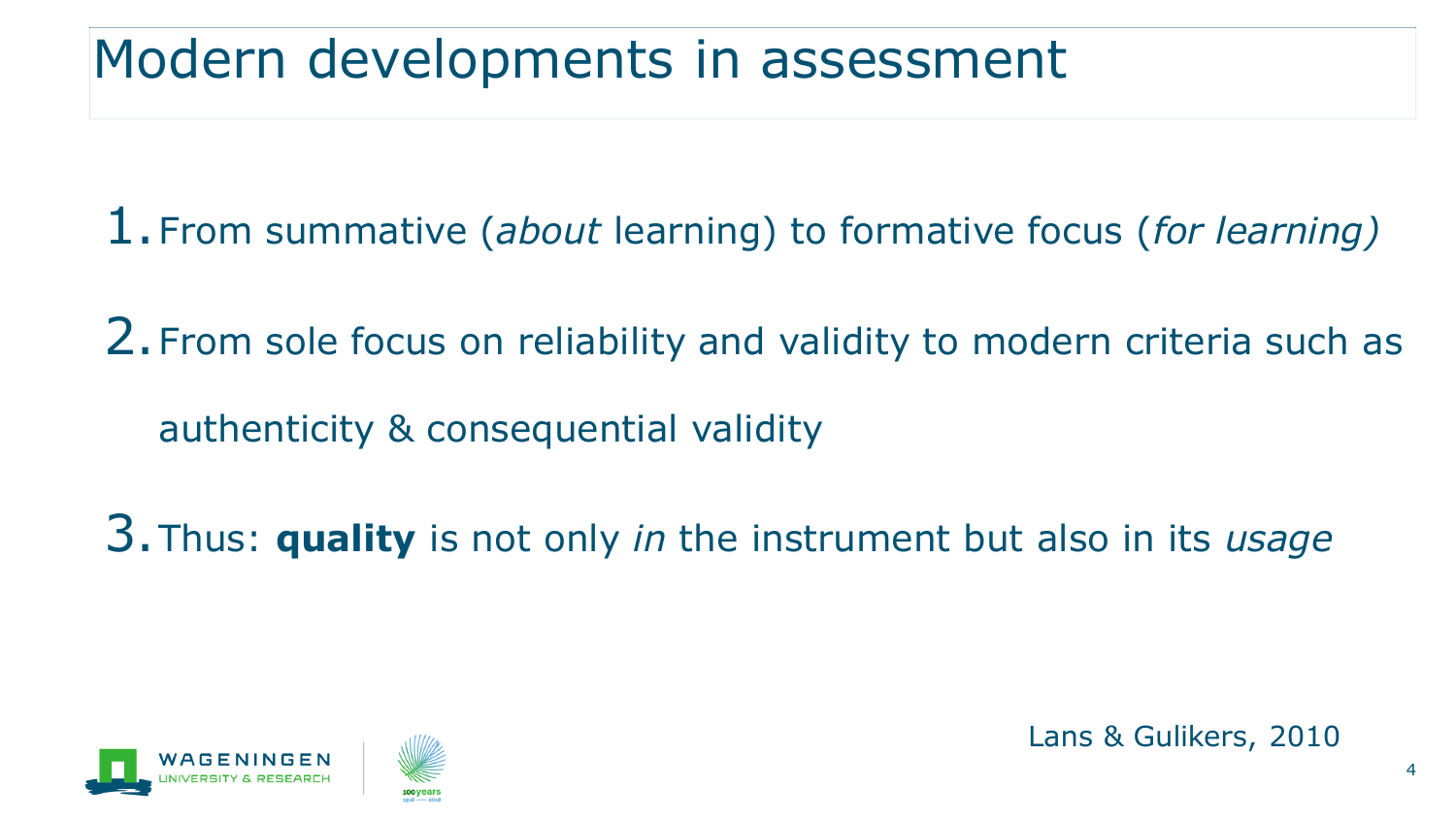# Modern developments in assessment

1. From summative (*about* learning) to formative focus (*for learning)*
2. From sole focus on reliability and validity to modern criteria such as authenticity & consequential validity
3. Thus: **quality** is not only *in* the instrument but also in its *usage*

Lans & Gulikers, 2010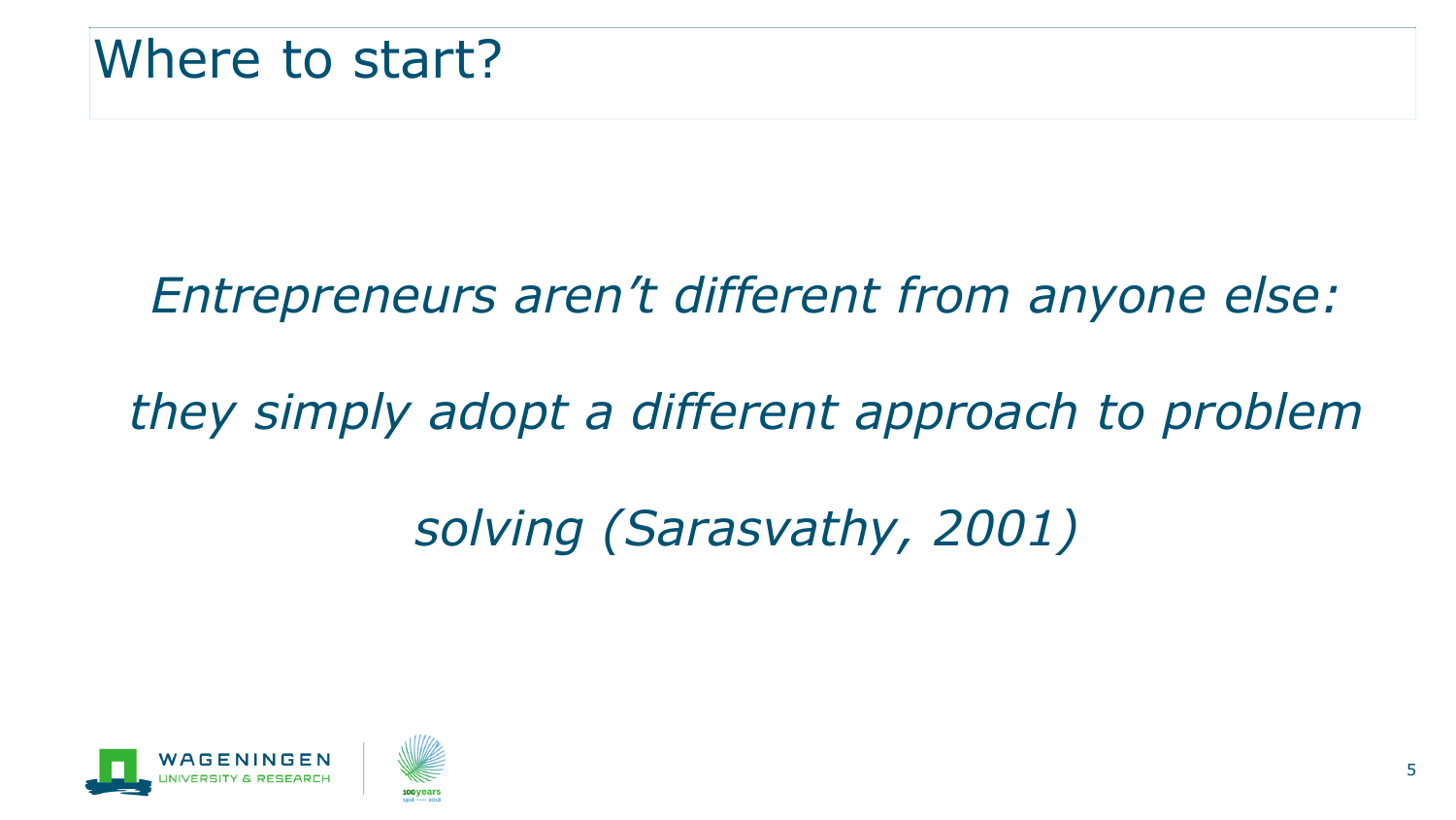# Where to start?

*Entrepreneurs aren't different from anyone else: they simply adopt a different approach to problem solving (Sarasvathy, 2001)*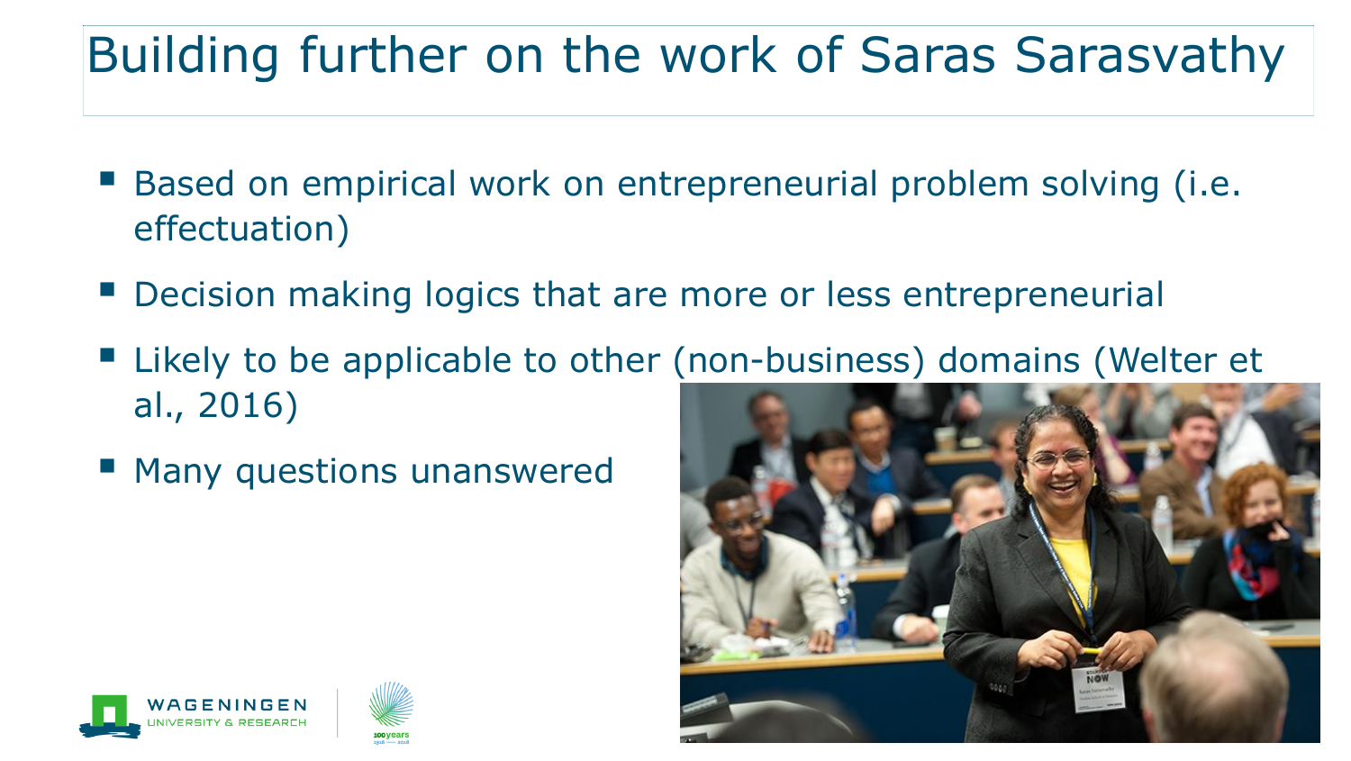# Building further on the work of Saras Sarasvathy

- Based on empirical work on entrepreneurial problem solving (i.e. effectuation)
- Decision making logics that are more or less entrepreneurial
- Likely to be applicable to other (non-business) domains (Welter et al., 2016)
- Many questions unanswered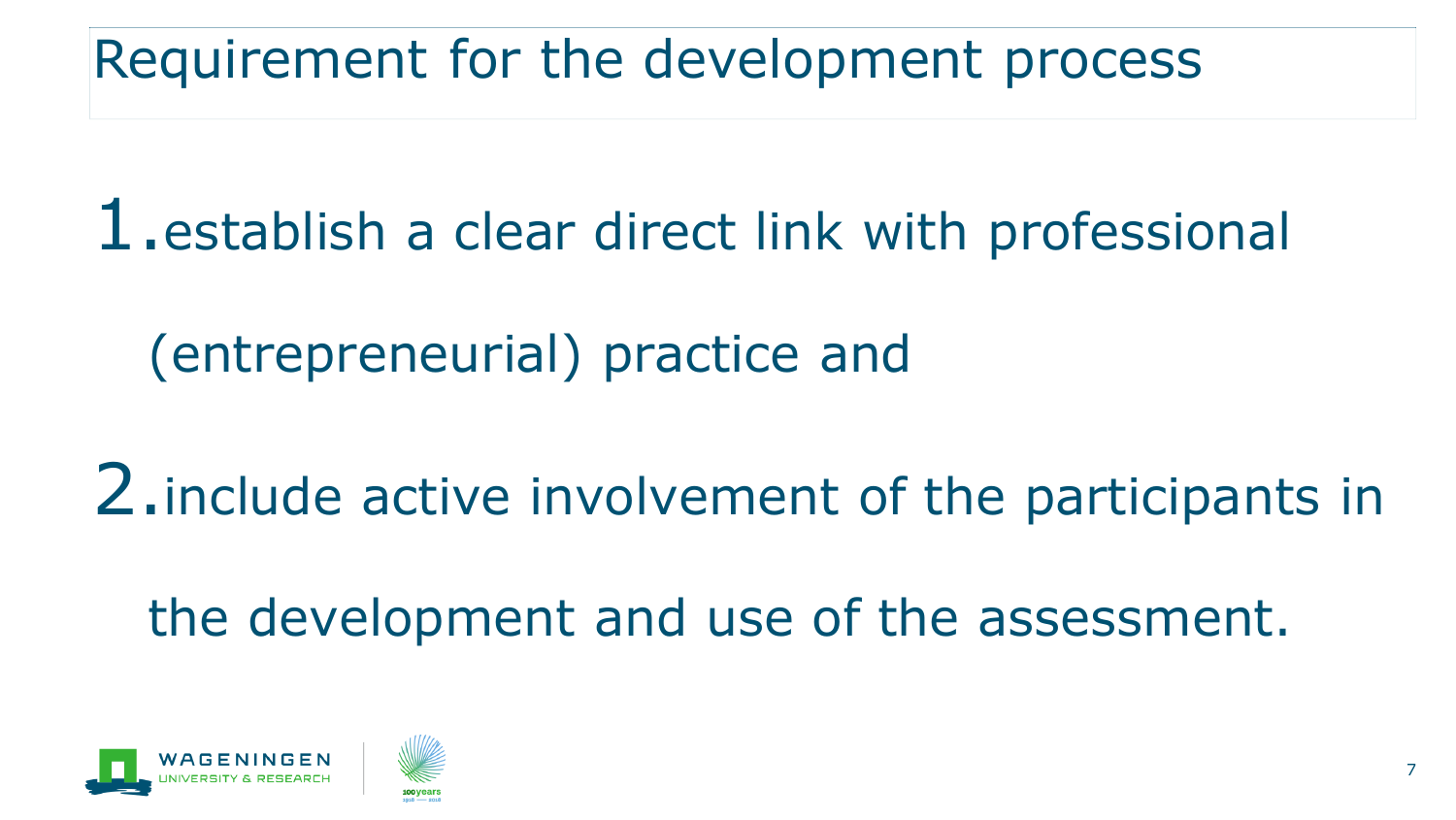# Requirement for the development process

1. establish a clear direct link with professional (entrepreneurial) practice and
2. include active involvement of the participants in the development and use of the assessment.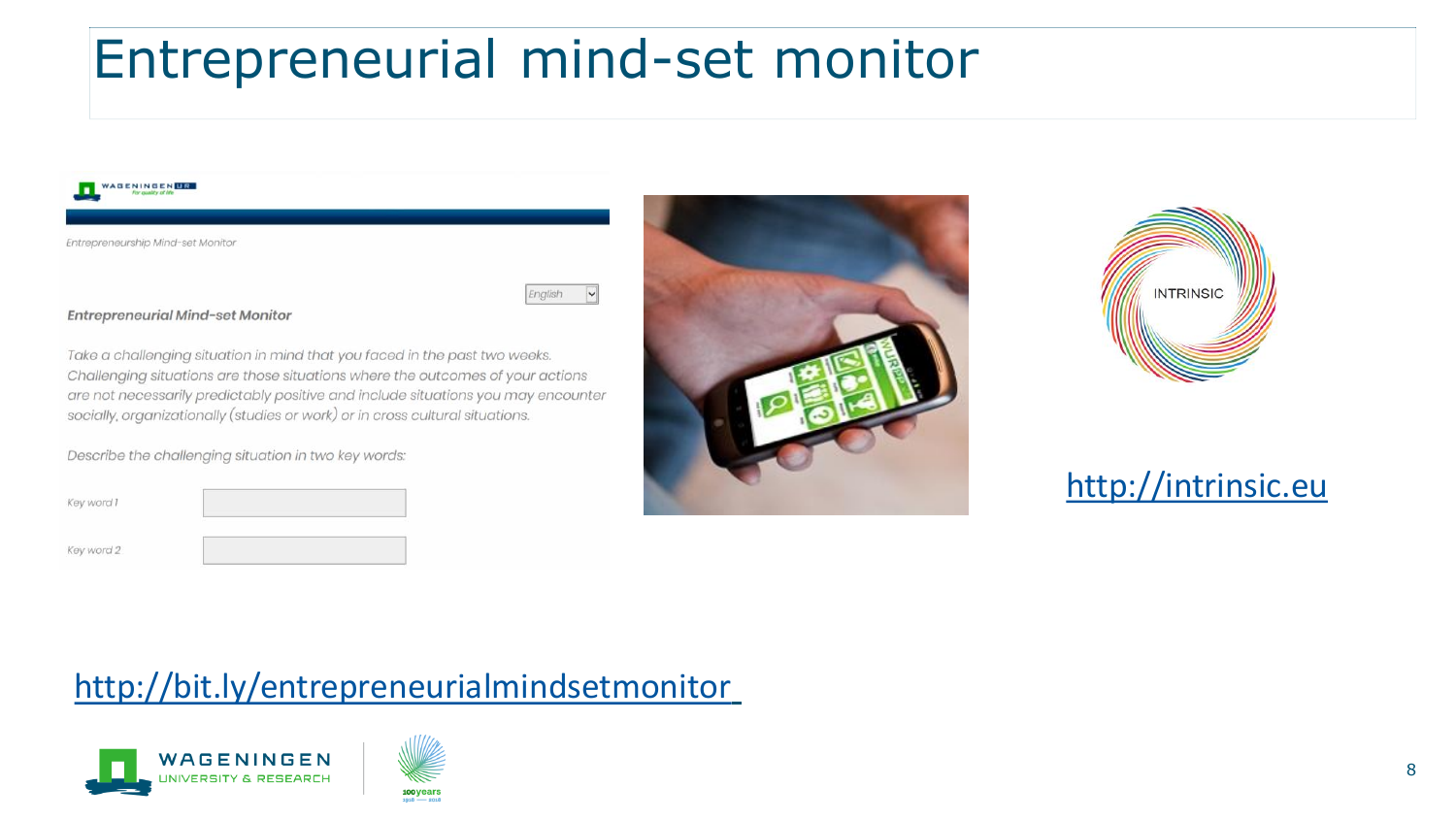# Entrepreneurial mind-set monitor

Entrepreneurship Mind-set Monitor

English

**Entrepreneurial Mind-set Monitor**

Take a challenging situation in mind that you faced in the past two weeks. Challenging situations are those situations where the outcomes of your actions are not necessarily predictably positive and include situations you may encounter socially, organizationally (studies or work) or in cross cultural situations.

Describe the challenging situation in two key words:

Key word 1

Key word 2

INTRINSIC

http://intrinsic.eu

http://bit.ly/entrepreneurialmindsetmonitor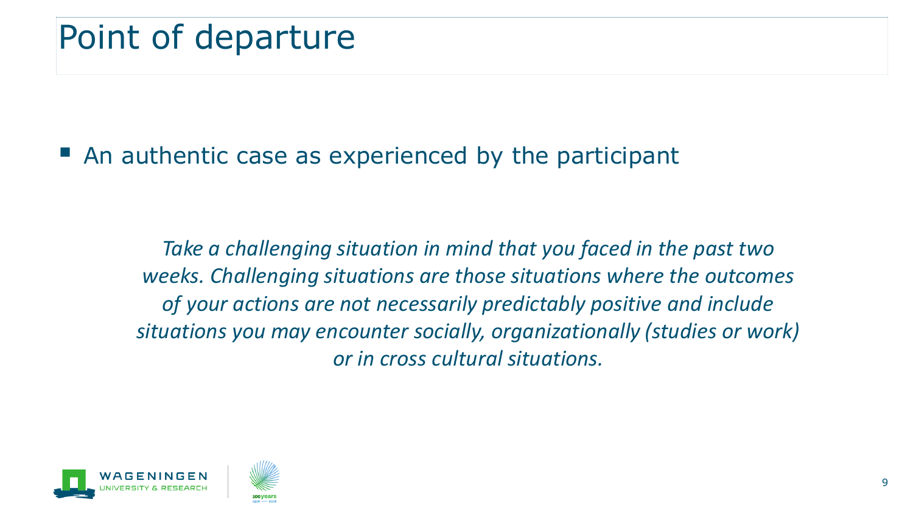# Point of departure

- An authentic case as experienced by the participant

*Take a challenging situation in mind that you faced in the past two weeks. Challenging situations are those situations where the outcomes of your actions are not necessarily predictably positive and include situations you may encounter socially, organizationally (studies or work) or in cross cultural situations.*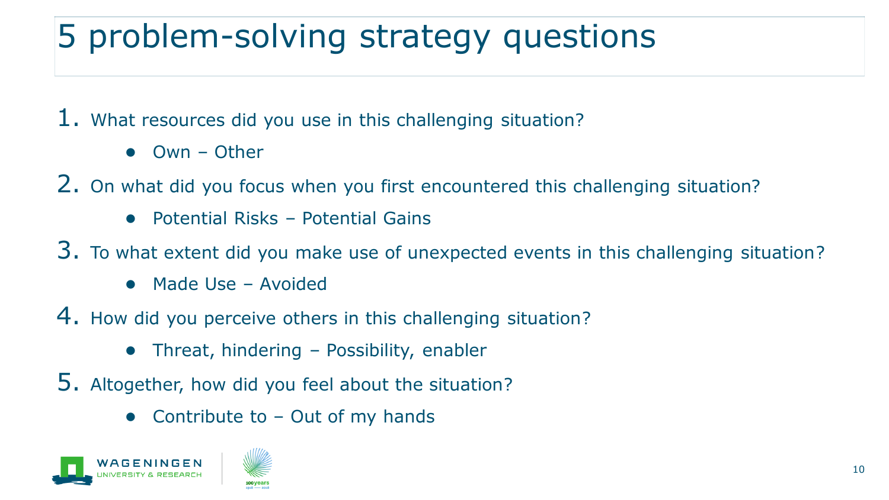# 5 problem-solving strategy questions

1. What resources did you use in this challenging situation?
   - Own – Other
2. On what did you focus when you first encountered this challenging situation?
   - Potential Risks – Potential Gains
3. To what extent did you make use of unexpected events in this challenging situation?
   - Made Use – Avoided
4. How did you perceive others in this challenging situation?
   - Threat, hindering – Possibility, enabler
5. Altogether, how did you feel about the situation?
   - Contribute to – Out of my hands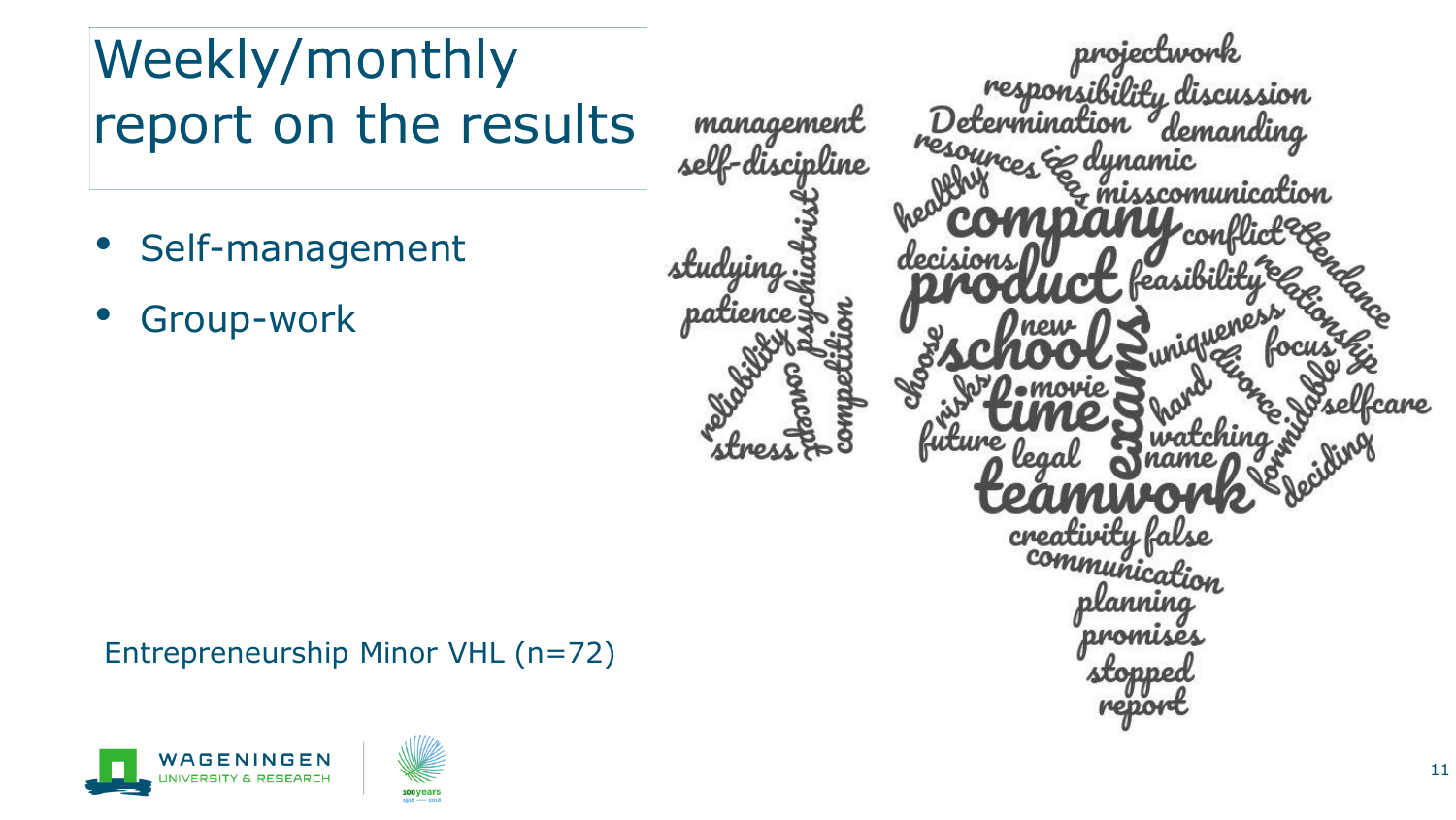# Weekly/monthly report on the results

- Self-management
- Group-work

Entrepreneurship Minor VHL (n=72)

projectwork
responsibility discussion
management
Determination demanding
self-discipline
resources ideas dynamic
healthy misscomunication
psychiatrist
company conflict attendance
studying
decisions
product feasibility relationship
patience
competition
new uniqueness
choose school exams focus
reliability
concept
risks movie divorce
hard selfcare
time formidable
stress
future legal watching
name deciding
teamwork
creativity false
communication
planning
promises
stopped
report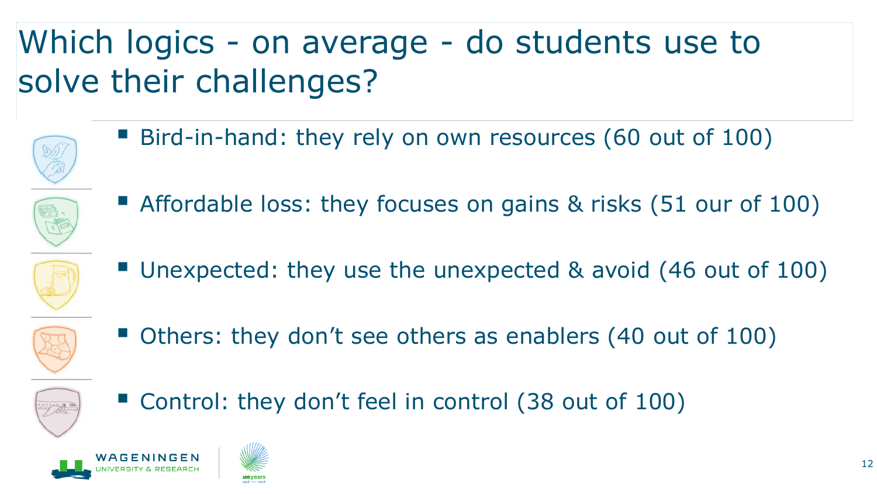# Which logics - on average - do students use to solve their challenges?

- Bird-in-hand: they rely on own resources (60 out of 100)
- Affordable loss: they focuses on gains & risks (51 our of 100)
- Unexpected: they use the unexpected & avoid (46 out of 100)
- Others: they don't see others as enablers (40 out of 100)
- Control: they don't feel in control (38 out of 100)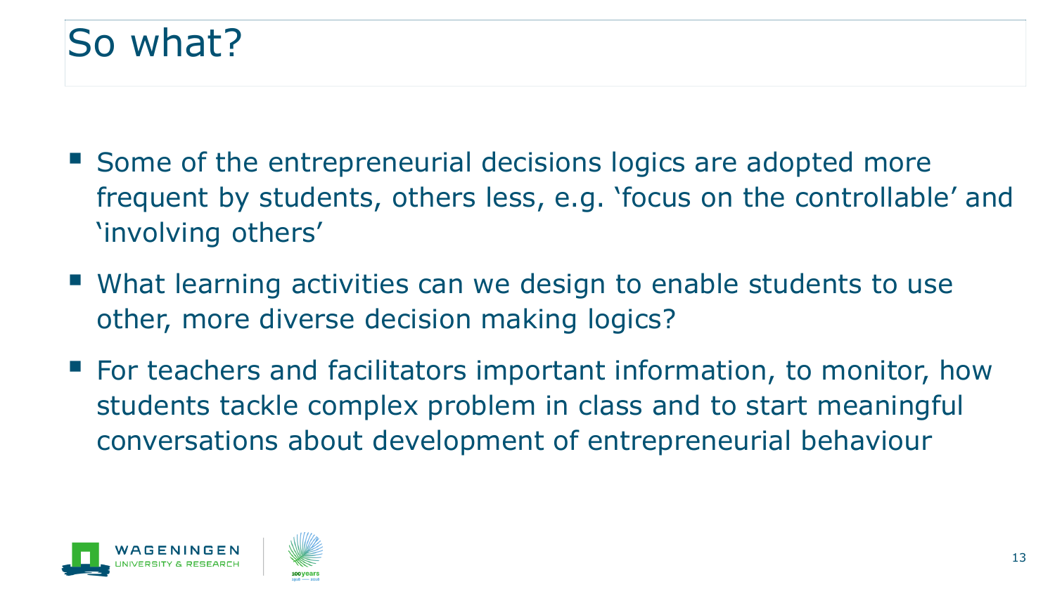# So what?

- Some of the entrepreneurial decisions logics are adopted more frequent by students, others less, e.g. 'focus on the controllable' and 'involving others'
- What learning activities can we design to enable students to use other, more diverse decision making logics?
- For teachers and facilitators important information, to monitor, how students tackle complex problem in class and to start meaningful conversations about development of entrepreneurial behaviour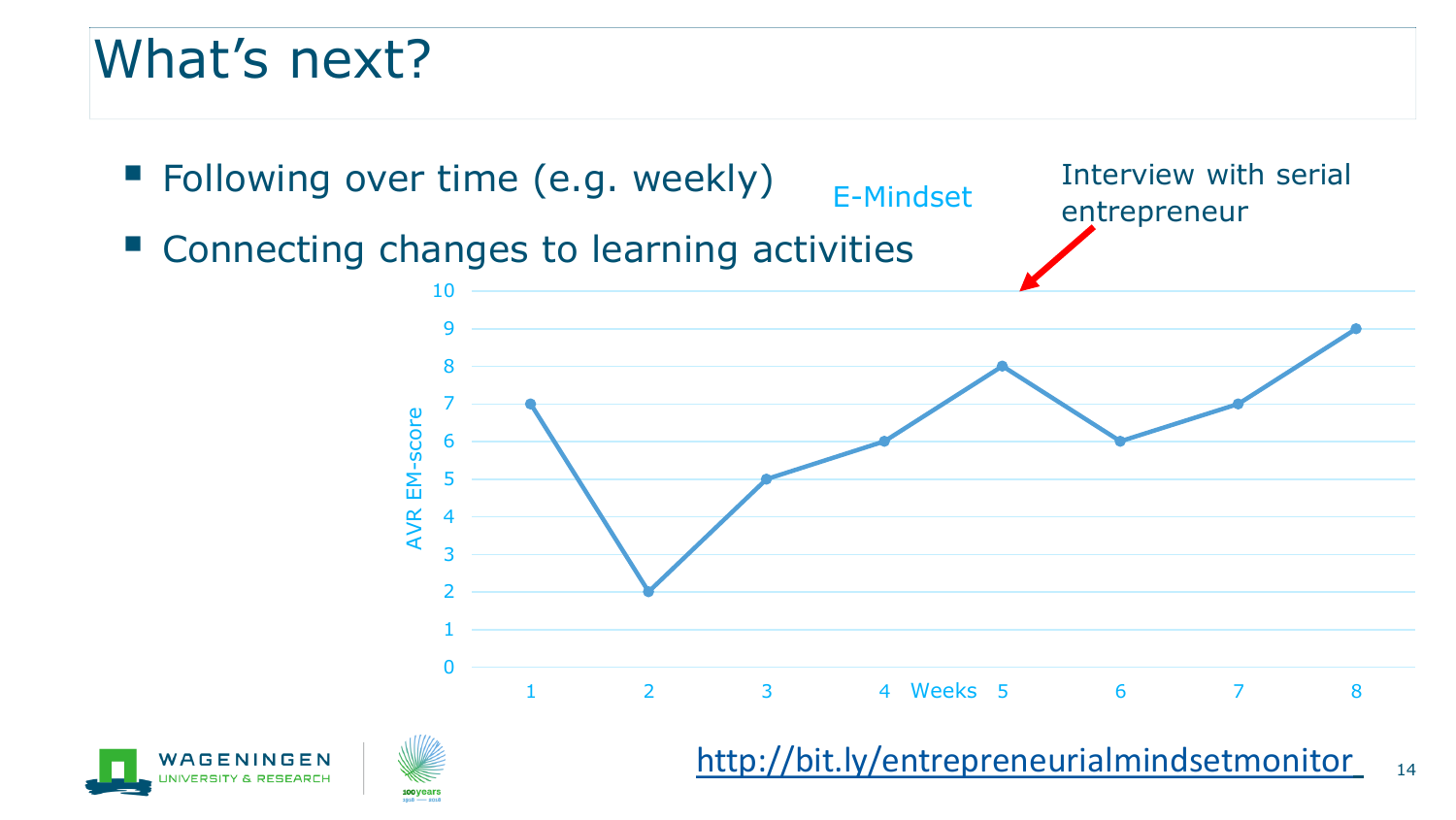# What's next?

- Following over time (e.g. weekly)
- Connecting changes to learning activities

E-Mindset

Interview with serial entrepreneur

| Weeks | AVR EM-score |
| --- | --- |
| 1 | 7 |
| 2 | 2 |
| 3 | 5 |
| 4 | 6 |
| 5 | 8 |
| 6 | 6 |
| 7 | 7 |
| 8 | 9 |

http://bit.ly/entrepreneurialmindsetmonitor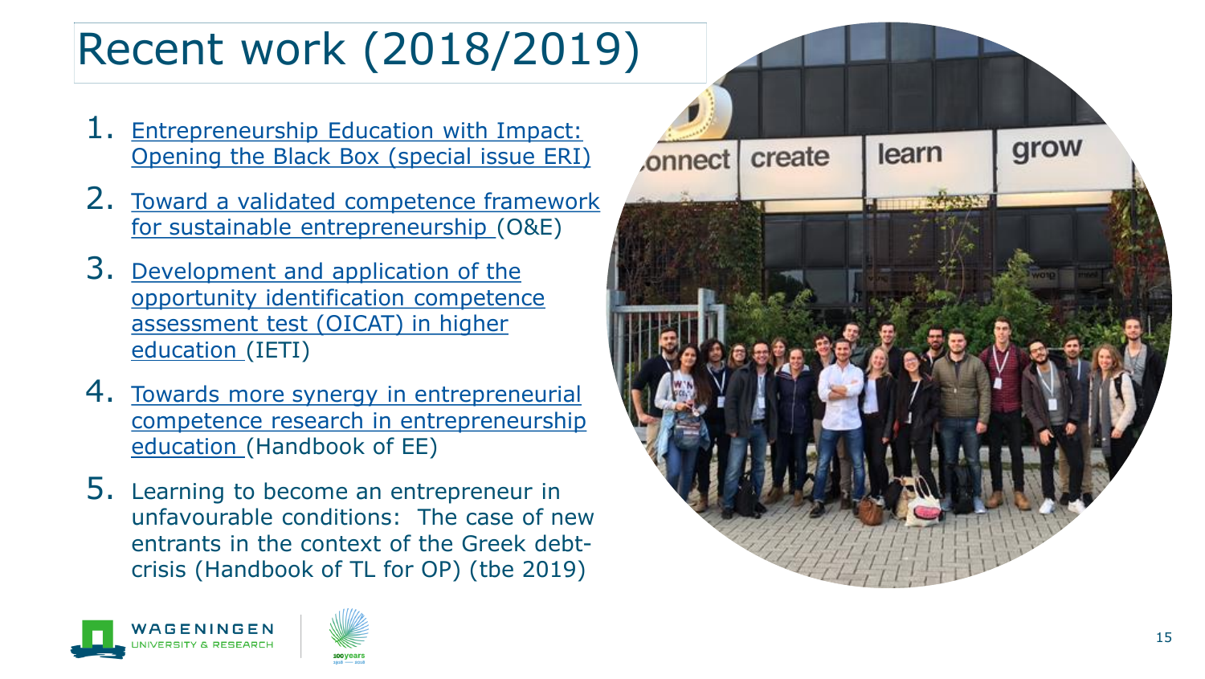# Recent work (2018/2019)

1. Entrepreneurship Education with Impact: Opening the Black Box (special issue ERI)
2. Toward a validated competence framework for sustainable entrepreneurship (O&E)
3. Development and application of the opportunity identification competence assessment test (OICAT) in higher education (IETI)
4. Towards more synergy in entrepreneurial competence research in entrepreneurship education (Handbook of EE)
5. Learning to become an entrepreneur in unfavourable conditions: The case of new entrants in the context of the Greek debt-crisis (Handbook of TL for OP) (tbe 2019)